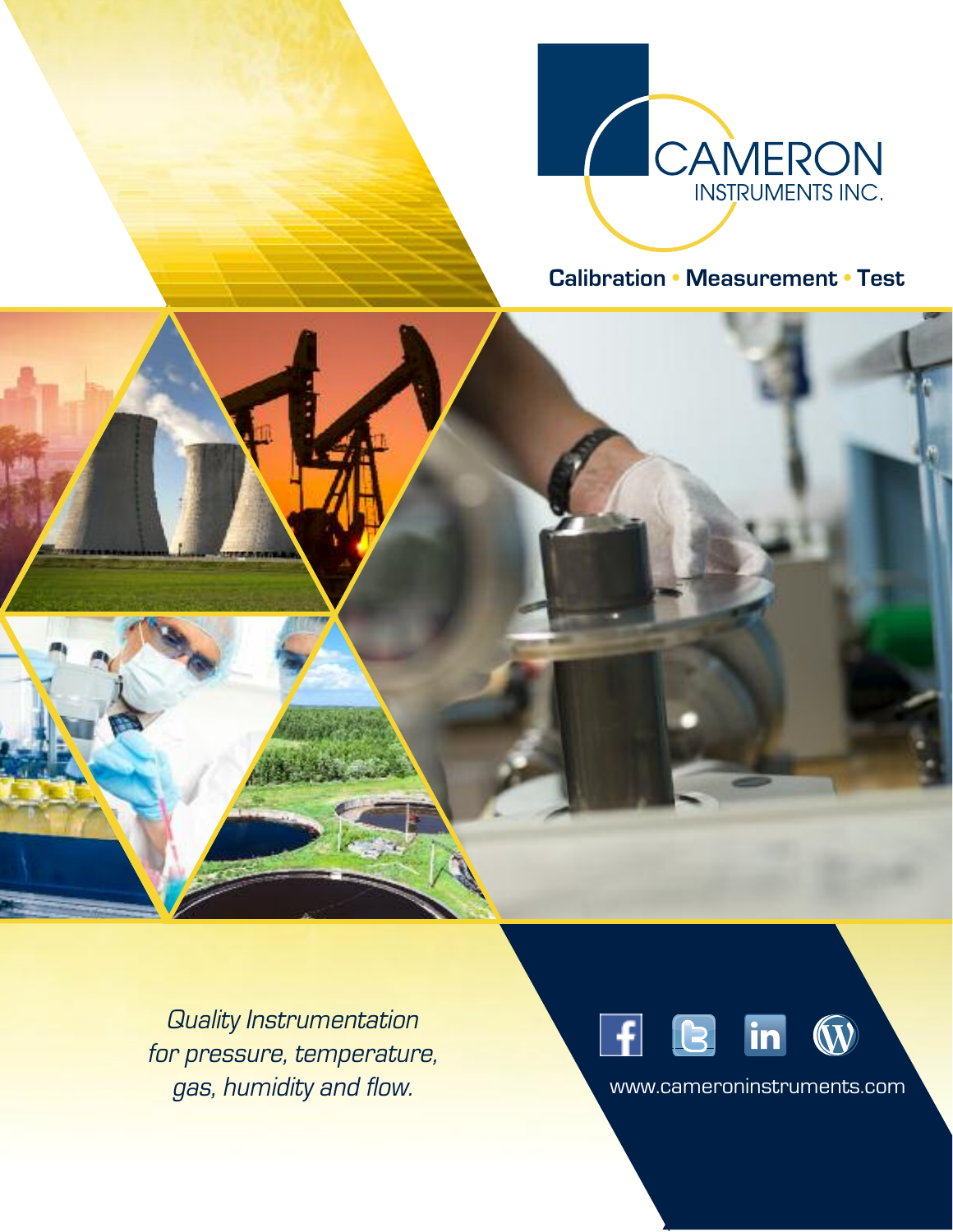# CAMERON INSTRUMENTS INC.

**Calibration • Measurement • Test**

*Quality Instrumentation for pressure, temperature, gas, humidity and flow.*

www.cameroninstruments.com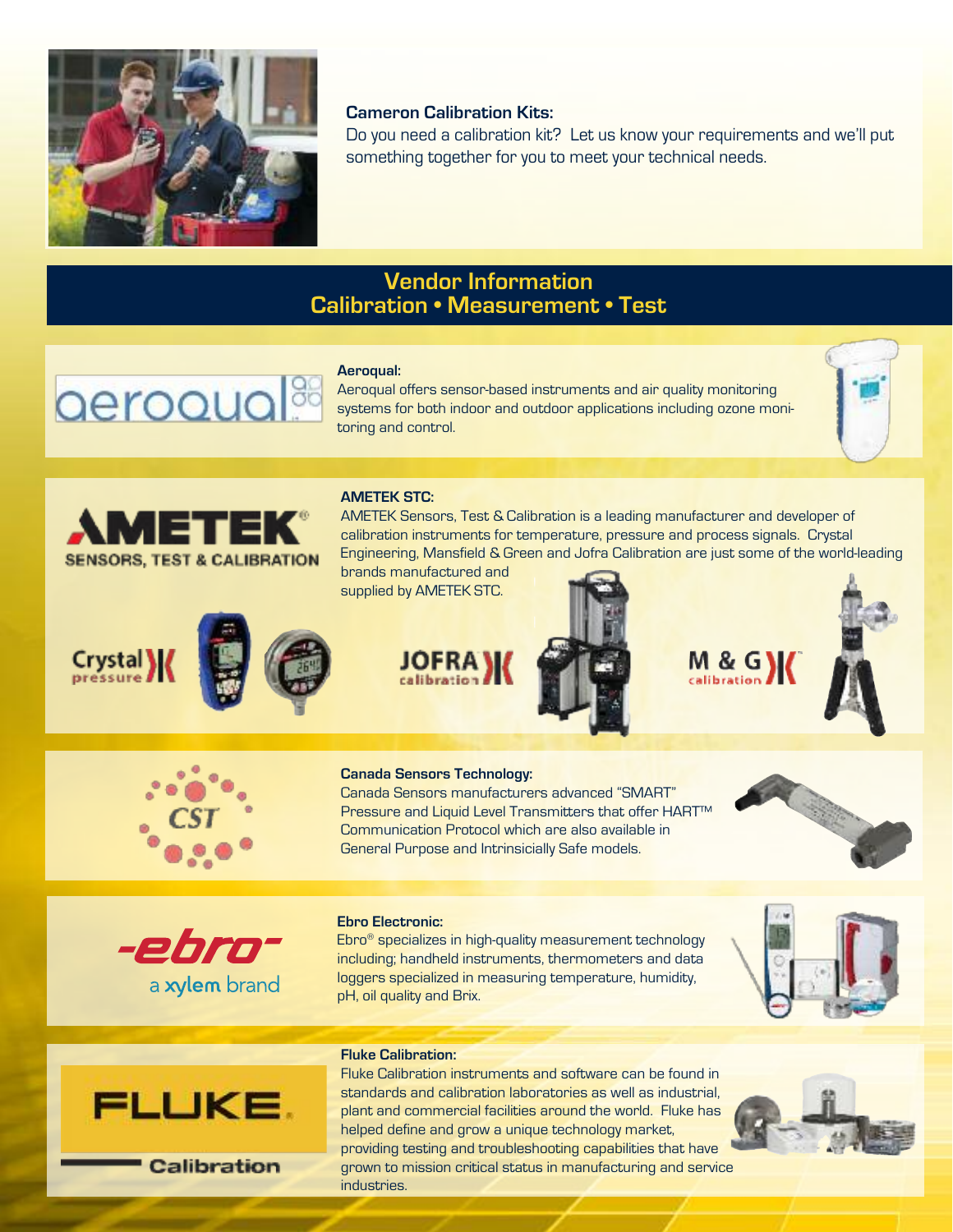**Cameron Calibration Kits:**
Do you need a calibration kit? Let us know your requirements and we'll put something together for you to meet your technical needs.

## Vendor Information
## Calibration • Measurement • Test

**Aeroqual:**
Aeroqual offers sensor-based instruments and air quality monitoring systems for both indoor and outdoor applications including ozone monitoring and control.

**AMETEK STC:**
AMETEK Sensors, Test & Calibration is a leading manufacturer and developer of calibration instruments for temperature, pressure and process signals. Crystal Engineering, Mansfield & Green and Jofra Calibration are just some of the world-leading brands manufactured and supplied by AMETEK STC.

**Canada Sensors Technology:**
Canada Sensors manufacturers advanced "SMART" Pressure and Liquid Level Transmitters that offer HART™ Communication Protocol which are also available in General Purpose and Intrinsicially Safe models.

**Ebro Electronic:**
Ebro® specializes in high-quality measurement technology including; handheld instruments, thermometers and data loggers specialized in measuring temperature, humidity, pH, oil quality and Brix.

**Fluke Calibration:**
Fluke Calibration instruments and software can be found in standards and calibration laboratories as well as industrial, plant and commercial facilities around the world. Fluke has helped define and grow a unique technology market, providing testing and troubleshooting capabilities that have grown to mission critical status in manufacturing and service industries.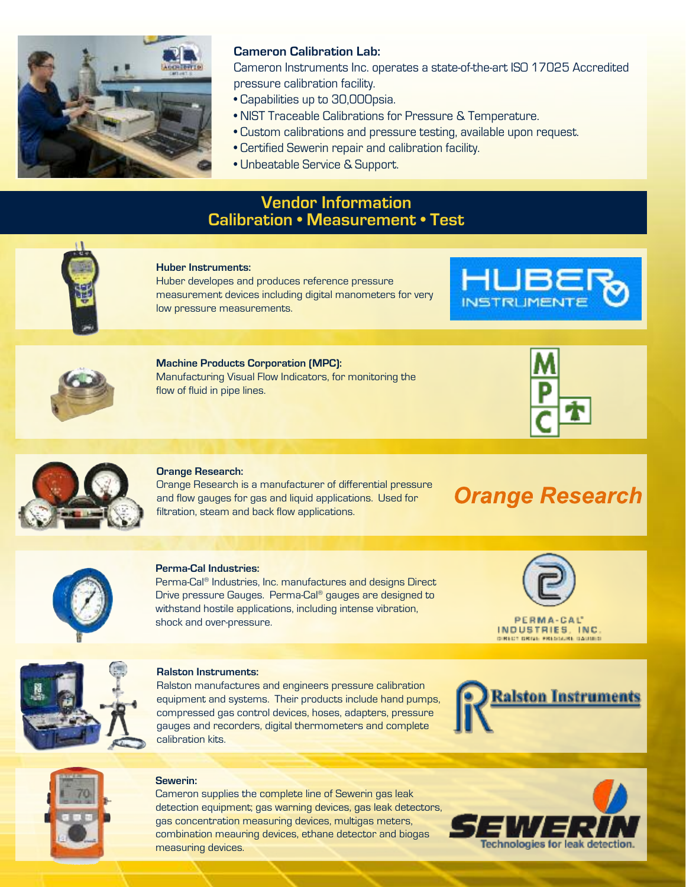**Cameron Calibration Lab:**

Cameron Instruments Inc. operates a state-of-the-art ISO 17025 Accredited pressure calibration facility.

- Capabilities up to 30,000psia.
- NIST Traceable Calibrations for Pressure & Temperature.
- Custom calibrations and pressure testing, available upon request.
- Certified Sewerin repair and calibration facility.
- Unbeatable Service & Support.

## Vendor Information
## Calibration • Measurement • Test

**Huber Instruments:**

Huber developes and produces reference pressure measurement devices including digital manometers for very low pressure measurements.

HUBER INSTRUMENTE

**Machine Products Corporation (MPC):**

Manufacturing Visual Flow Indicators, for monitoring the flow of fluid in pipe lines.

MPC

**Orange Research:**

Orange Research is a manufacturer of differential pressure and flow gauges for gas and liquid applications. Used for filtration, steam and back flow applications.

*Orange Research*

**Perma-Cal Industries:**

Perma-Cal® Industries, Inc. manufactures and designs Direct Drive pressure Gauges. Perma-Cal® gauges are designed to withstand hostile applications, including intense vibration, shock and over-pressure.

PERMA-CAL® INDUSTRIES, INC. DIRECT DRIVE PRESSURE GAUGES

**Ralston Instruments:**

Ralston manufactures and engineers pressure calibration equipment and systems. Their products include hand pumps, compressed gas control devices, hoses, adapters, pressure gauges and recorders, digital thermometers and complete calibration kits.

Ralston Instruments

**Sewerin:**

Cameron supplies the complete line of Sewerin gas leak detection equipment; gas warning devices, gas leak detectors, gas concentration measuring devices, multigas meters, combination meauring devices, ethane detector and biogas measuring devices.

SEWERIN Technologies for leak detection.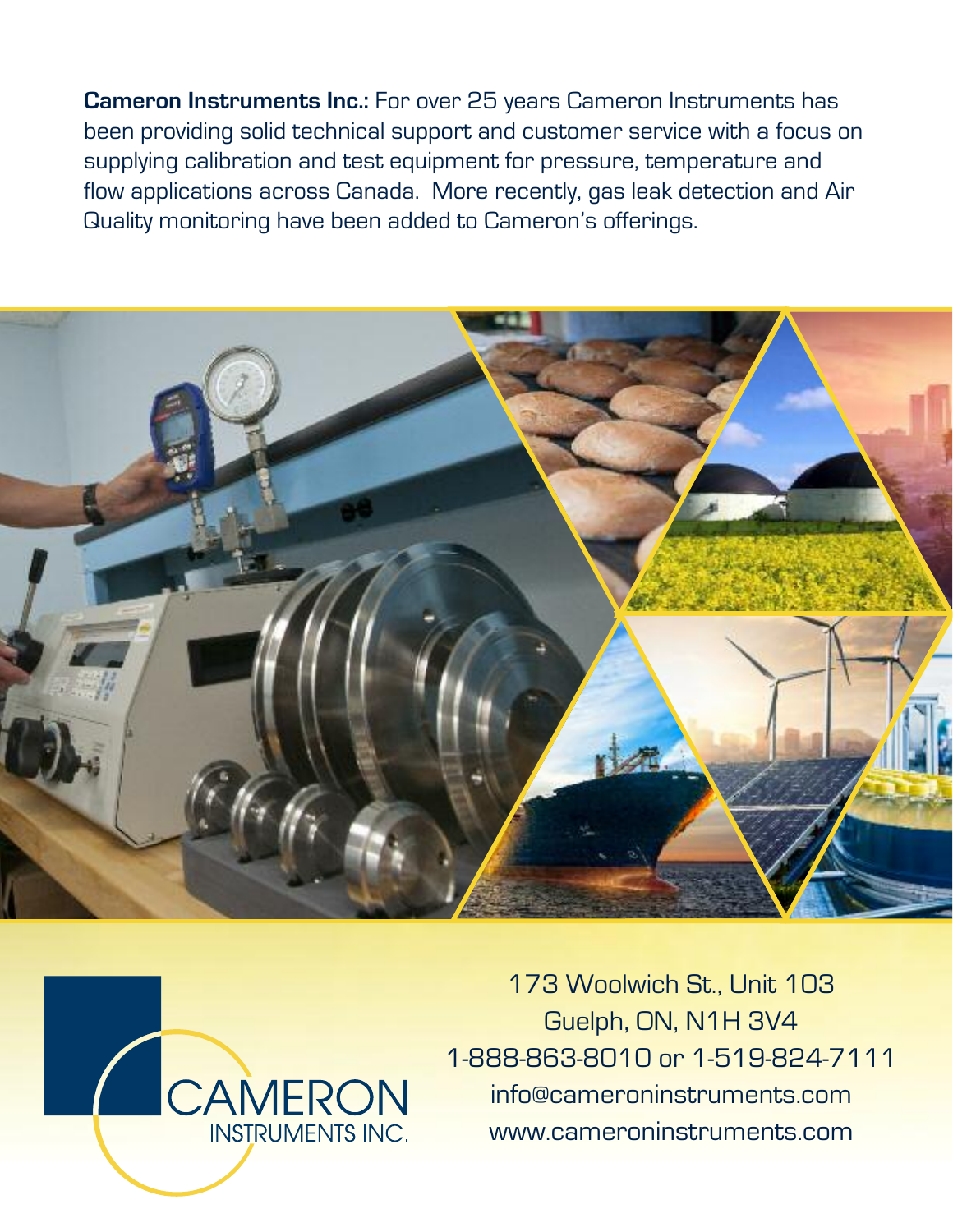**Cameron Instruments Inc.:** For over 25 years Cameron Instruments has been providing solid technical support and customer service with a focus on supplying calibration and test equipment for pressure, temperature and flow applications across Canada. More recently, gas leak detection and Air Quality monitoring have been added to Cameron's offerings.

CAMERON
INSTRUMENTS INC.

173 Woolwich St., Unit 103
Guelph, ON, N1H 3V4
1-888-863-8010 or 1-519-824-7111
info@cameroninstruments.com
www.cameroninstruments.com